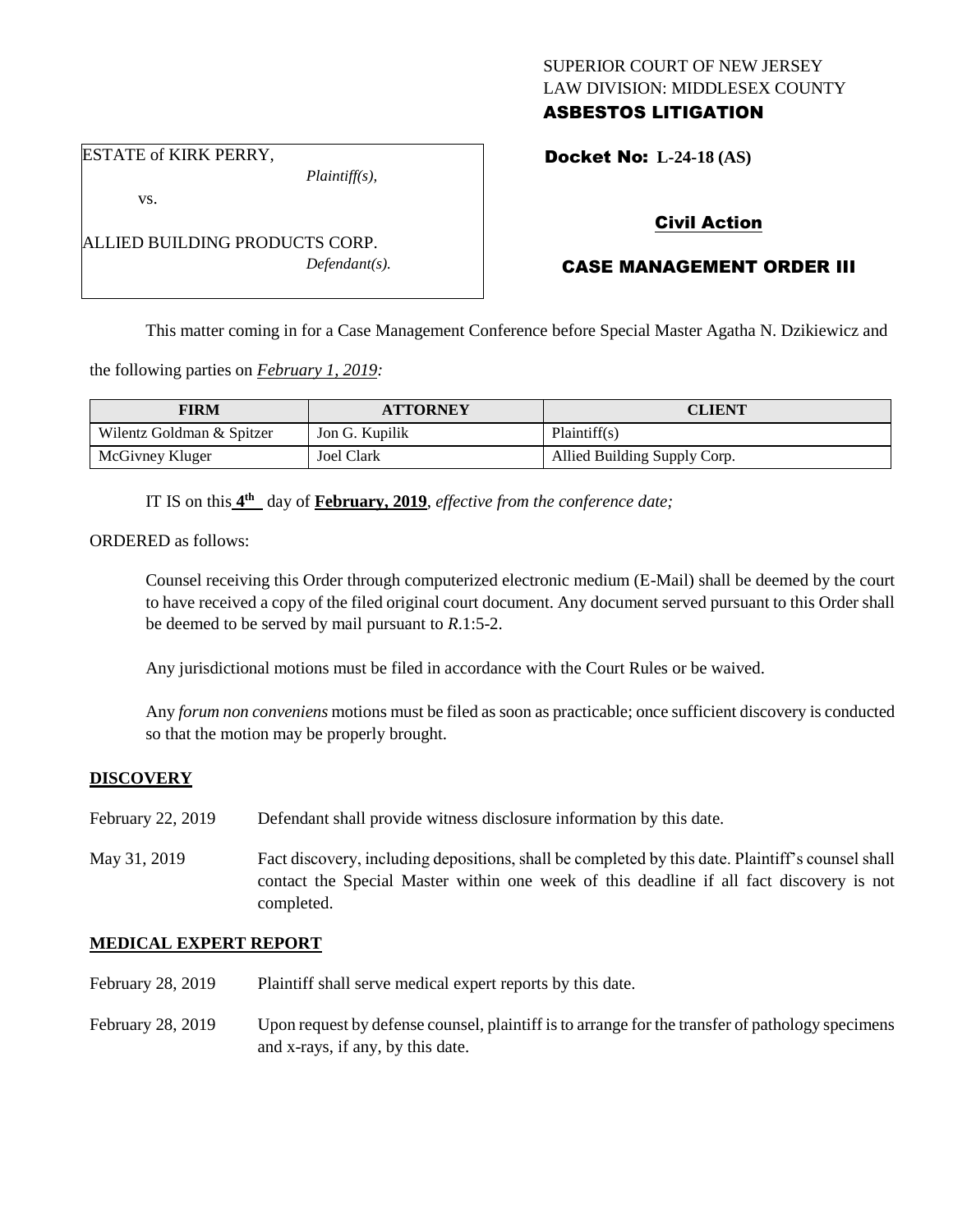SUPERIOR COURT OF NEW JERSEY
LAW DIVISION: MIDDLESEX COUNTY
**ASBESTOS LITIGATION**

ESTATE of KIRK PERRY,
*Plaintiff(s),*

vs.

ALLIED BUILDING PRODUCTS CORP.
*Defendant(s).*

**Docket No: L-24-18 (AS)**

## Civil Action

## CASE MANAGEMENT ORDER III

This matter coming in for a Case Management Conference before Special Master Agatha N. Dzikiewicz and the following parties on *February 1, 2019:*

| FIRM | ATTORNEY | CLIENT |
| --- | --- | --- |
| Wilentz Goldman & Spitzer | Jon G. Kupilik | Plaintiff(s) |
| McGivney Kluger | Joel Clark | Allied Building Supply Corp. |

IT IS on this **4th** day of **February, 2019**, *effective from the conference date;*

ORDERED as follows:

Counsel receiving this Order through computerized electronic medium (E-Mail) shall be deemed by the court to have received a copy of the filed original court document. Any document served pursuant to this Order shall be deemed to be served by mail pursuant to *R*.1:5-2.

Any jurisdictional motions must be filed in accordance with the Court Rules or be waived.

Any *forum non conveniens* motions must be filed as soon as practicable; once sufficient discovery is conducted so that the motion may be properly brought.

### DISCOVERY

February 22, 2019 Defendant shall provide witness disclosure information by this date.

May 31, 2019 Fact discovery, including depositions, shall be completed by this date. Plaintiff's counsel shall contact the Special Master within one week of this deadline if all fact discovery is not completed.

### MEDICAL EXPERT REPORT

February 28, 2019 Plaintiff shall serve medical expert reports by this date.

February 28, 2019 Upon request by defense counsel, plaintiff is to arrange for the transfer of pathology specimens and x-rays, if any, by this date.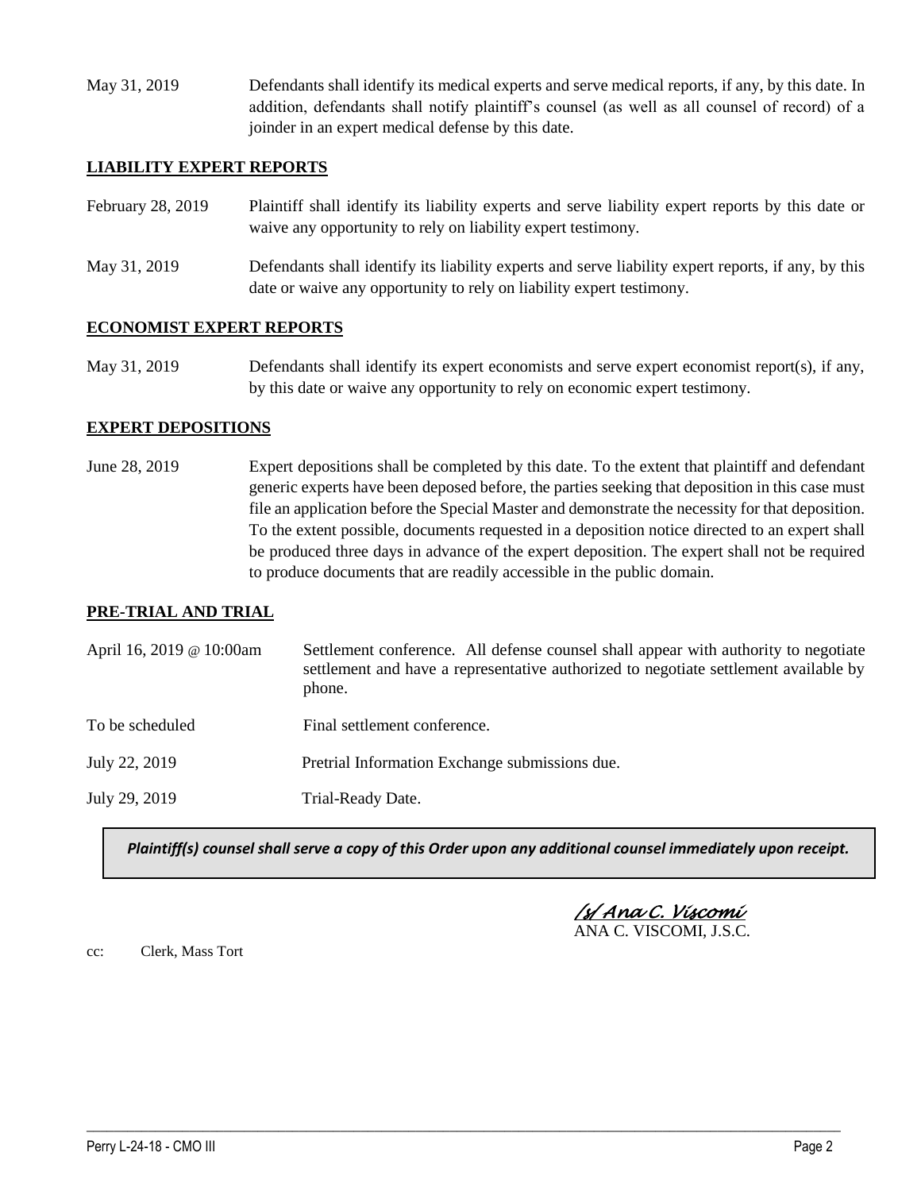| | |
|---|---|
| May 31, 2019 | Defendants shall identify its medical experts and serve medical reports, if any, by this date. In addition, defendants shall notify plaintiff's counsel (as well as all counsel of record) of a joinder in an expert medical defense by this date. |

## LIABILITY EXPERT REPORTS

| | |
|---|---|
| February 28, 2019 | Plaintiff shall identify its liability experts and serve liability expert reports by this date or waive any opportunity to rely on liability expert testimony. |
| May 31, 2019 | Defendants shall identify its liability experts and serve liability expert reports, if any, by this date or waive any opportunity to rely on liability expert testimony. |

## ECONOMIST EXPERT REPORTS

| | |
|---|---|
| May 31, 2019 | Defendants shall identify its expert economists and serve expert economist report(s), if any, by this date or waive any opportunity to rely on economic expert testimony. |

## EXPERT DEPOSITIONS

| | |
|---|---|
| June 28, 2019 | Expert depositions shall be completed by this date. To the extent that plaintiff and defendant generic experts have been deposed before, the parties seeking that deposition in this case must file an application before the Special Master and demonstrate the necessity for that deposition. To the extent possible, documents requested in a deposition notice directed to an expert shall be produced three days in advance of the expert deposition. The expert shall not be required to produce documents that are readily accessible in the public domain. |

## PRE-TRIAL AND TRIAL

| | |
|---|---|
| April 16, 2019 @ 10:00am | Settlement conference. All defense counsel shall appear with authority to negotiate settlement and have a representative authorized to negotiate settlement available by phone. |
| To be scheduled | Final settlement conference. |
| July 22, 2019 | Pretrial Information Exchange submissions due. |
| July 29, 2019 | Trial-Ready Date. |

***Plaintiff(s) counsel shall serve a copy of this Order upon any additional counsel immediately upon receipt.***

*/s/ Ana C. Viscomi*
ANA C. VISCOMI, J.S.C.

cc: Clerk, Mass Tort

Perry L-24-18 - CMO III